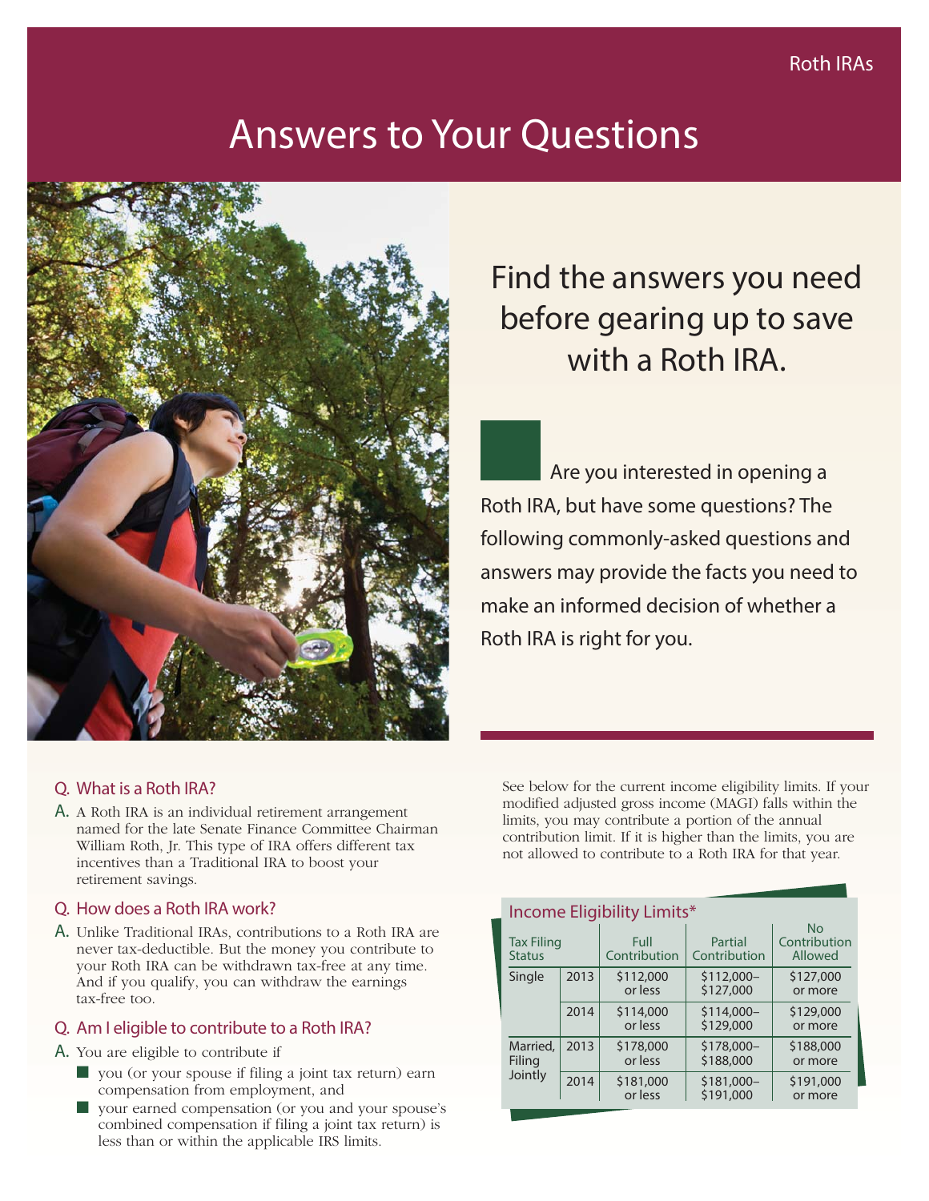# Answers to Your Questions

## Find the answers you need before gearing up to save with a Roth IRA.

Are you interested in opening a Roth IRA, but have some questions? The following commonly-asked questions and answers may provide the facts you need to make an informed decision of whether a Roth IRA is right for you.

### Q. What is a Roth IRA?

A. A Roth IRA is an individual retirement arrangement named for the late Senate Finance Committee Chairman William Roth, Jr. This type of IRA offers different tax incentives than a Traditional IRA to boost your retirement savings.

### Q. How does a Roth IRA work?

A. Unlike Traditional IRAs, contributions to a Roth IRA are never tax-deductible. But the money you contribute to your Roth IRA can be withdrawn tax-free at any time. And if you qualify, you can withdraw the earnings tax-free too.

### Q. Am I eligible to contribute to a Roth IRA?

A. You are eligible to contribute if

- you (or your spouse if filing a joint tax return) earn compensation from employment, and
- your earned compensation (or you and your spouse's combined compensation if filing a joint tax return) is less than or within the applicable IRS limits.

See below for the current income eligibility limits. If your modified adjusted gross income (MAGI) falls within the limits, you may contribute a portion of the annual contribution limit. If it is higher than the limits, you are not allowed to contribute to a Roth IRA for that year.

**Income Eligibility Limits***

| Tax Filing Status | | Full Contribution | Partial Contribution | No Contribution Allowed |
|---|---|---|---|---|
| Single | 2013 | $112,000 or less | $112,000–$127,000 | $127,000 or more |
| | 2014 | $114,000 or less | $114,000–$129,000 | $129,000 or more |
| Married, Filing Jointly | 2013 | $178,000 or less | $178,000–$188,000 | $188,000 or more |
| | 2014 | $181,000 or less | $181,000–$191,000 | $191,000 or more |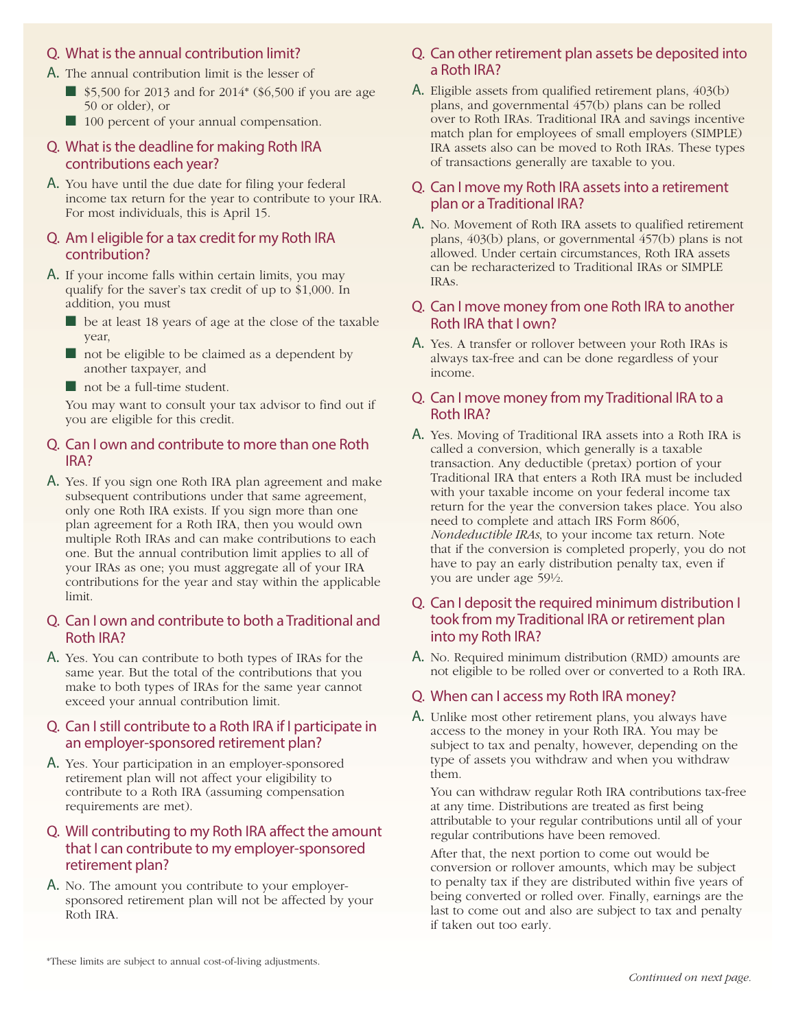### Q. What is the annual contribution limit?

A. The annual contribution limit is the lesser of

- $5,500 for 2013 and for 2014* ($6,500 if you are age 50 or older), or
- 100 percent of your annual compensation.

### Q. What is the deadline for making Roth IRA contributions each year?

A. You have until the due date for filing your federal income tax return for the year to contribute to your IRA. For most individuals, this is April 15.

### Q. Am I eligible for a tax credit for my Roth IRA contribution?

A. If your income falls within certain limits, you may qualify for the saver's tax credit of up to $1,000. In addition, you must

- be at least 18 years of age at the close of the taxable year,
- not be eligible to be claimed as a dependent by another taxpayer, and
- not be a full-time student.

You may want to consult your tax advisor to find out if you are eligible for this credit.

### Q. Can I own and contribute to more than one Roth IRA?

A. Yes. If you sign one Roth IRA plan agreement and make subsequent contributions under that same agreement, only one Roth IRA exists. If you sign more than one plan agreement for a Roth IRA, then you would own multiple Roth IRAs and can make contributions to each one. But the annual contribution limit applies to all of your IRAs as one; you must aggregate all of your IRA contributions for the year and stay within the applicable limit.

### Q. Can I own and contribute to both a Traditional and Roth IRA?

A. Yes. You can contribute to both types of IRAs for the same year. But the total of the contributions that you make to both types of IRAs for the same year cannot exceed your annual contribution limit.

### Q. Can I still contribute to a Roth IRA if I participate in an employer-sponsored retirement plan?

A. Yes. Your participation in an employer-sponsored retirement plan will not affect your eligibility to contribute to a Roth IRA (assuming compensation requirements are met).

### Q. Will contributing to my Roth IRA affect the amount that I can contribute to my employer-sponsored retirement plan?

A. No. The amount you contribute to your employer-sponsored retirement plan will not be affected by your Roth IRA.

### Q. Can other retirement plan assets be deposited into a Roth IRA?

A. Eligible assets from qualified retirement plans, 403(b) plans, and governmental 457(b) plans can be rolled over to Roth IRAs. Traditional IRA and savings incentive match plan for employees of small employers (SIMPLE) IRA assets also can be moved to Roth IRAs. These types of transactions generally are taxable to you.

### Q. Can I move my Roth IRA assets into a retirement plan or a Traditional IRA?

A. No. Movement of Roth IRA assets to qualified retirement plans, 403(b) plans, or governmental 457(b) plans is not allowed. Under certain circumstances, Roth IRA assets can be recharacterized to Traditional IRAs or SIMPLE IRAs.

### Q. Can I move money from one Roth IRA to another Roth IRA that I own?

A. Yes. A transfer or rollover between your Roth IRAs is always tax-free and can be done regardless of your income.

### Q. Can I move money from my Traditional IRA to a Roth IRA?

A. Yes. Moving of Traditional IRA assets into a Roth IRA is called a conversion, which generally is a taxable transaction. Any deductible (pretax) portion of your Traditional IRA that enters a Roth IRA must be included with your taxable income on your federal income tax return for the year the conversion takes place. You also need to complete and attach IRS Form 8606, *Nondeductible IRAs*, to your income tax return. Note that if the conversion is completed properly, you do not have to pay an early distribution penalty tax, even if you are under age 59½.

### Q. Can I deposit the required minimum distribution I took from my Traditional IRA or retirement plan into my Roth IRA?

A. No. Required minimum distribution (RMD) amounts are not eligible to be rolled over or converted to a Roth IRA.

### Q. When can I access my Roth IRA money?

A. Unlike most other retirement plans, you always have access to the money in your Roth IRA. You may be subject to tax and penalty, however, depending on the type of assets you withdraw and when you withdraw them.

You can withdraw regular Roth IRA contributions tax-free at any time. Distributions are treated as first being attributable to your regular contributions until all of your regular contributions have been removed.

After that, the next portion to come out would be conversion or rollover amounts, which may be subject to penalty tax if they are distributed within five years of being converted or rolled over. Finally, earnings are the last to come out and also are subject to tax and penalty if taken out too early.

*These limits are subject to annual cost-of-living adjustments.

*Continued on next page.*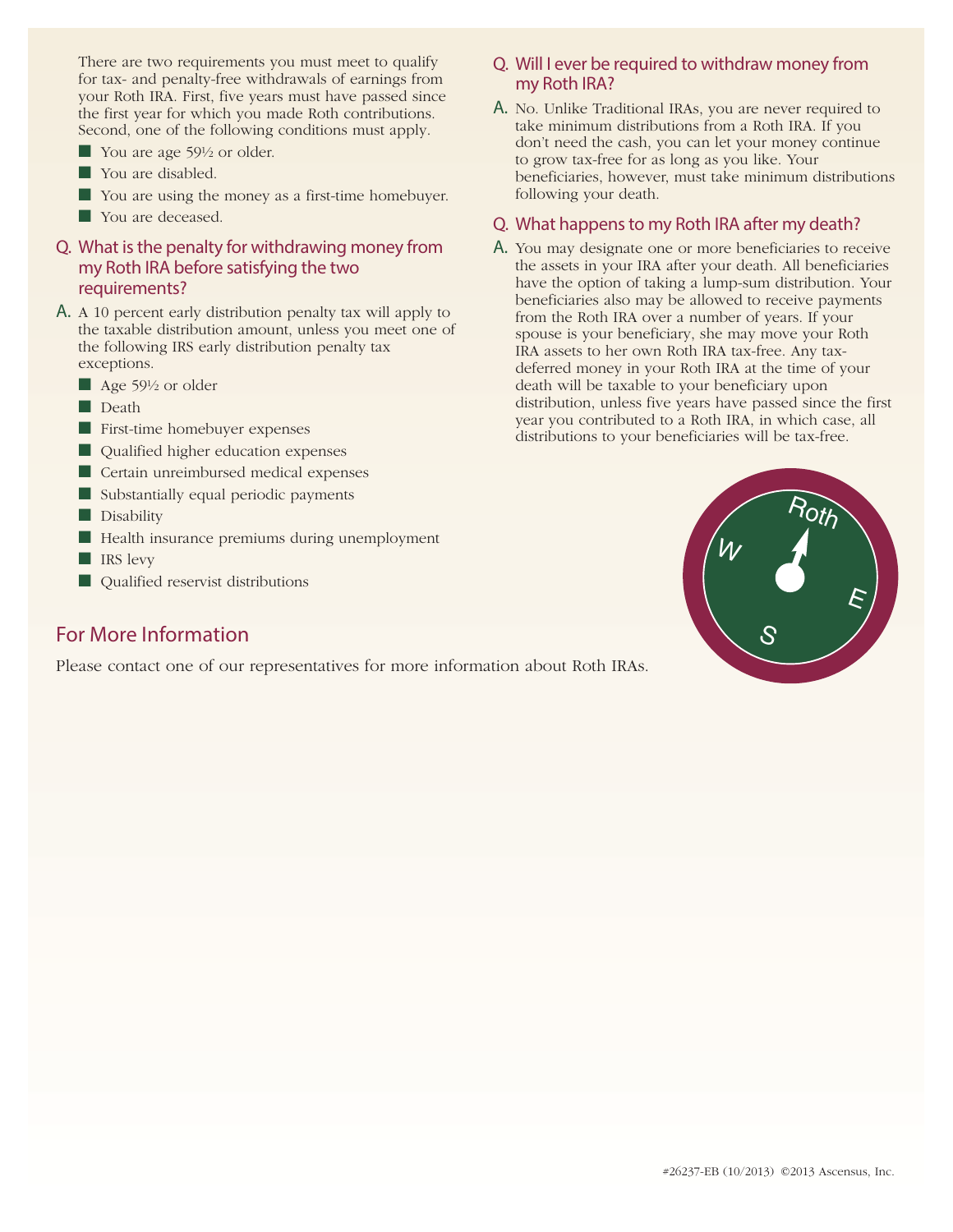There are two requirements you must meet to qualify for tax- and penalty-free withdrawals of earnings from your Roth IRA. First, five years must have passed since the first year for which you made Roth contributions. Second, one of the following conditions must apply.

- You are age 59½ or older.
- You are disabled.
- You are using the money as a first-time homebuyer.
- You are deceased.

### Q. What is the penalty for withdrawing money from my Roth IRA before satisfying the two requirements?

A. A 10 percent early distribution penalty tax will apply to the taxable distribution amount, unless you meet one of the following IRS early distribution penalty tax exceptions.

- Age 59½ or older
- Death
- First-time homebuyer expenses
- Qualified higher education expenses
- Certain unreimbursed medical expenses
- Substantially equal periodic payments
- Disability
- Health insurance premiums during unemployment
- IRS levy
- Qualified reservist distributions

### Q. Will I ever be required to withdraw money from my Roth IRA?

A. No. Unlike Traditional IRAs, you are never required to take minimum distributions from a Roth IRA. If you don't need the cash, you can let your money continue to grow tax-free for as long as you like. Your beneficiaries, however, must take minimum distributions following your death.

### Q. What happens to my Roth IRA after my death?

A. You may designate one or more beneficiaries to receive the assets in your IRA after your death. All beneficiaries have the option of taking a lump-sum distribution. Your beneficiaries also may be allowed to receive payments from the Roth IRA over a number of years. If your spouse is your beneficiary, she may move your Roth IRA assets to her own Roth IRA tax-free. Any tax-deferred money in your Roth IRA at the time of your death will be taxable to your beneficiary upon distribution, unless five years have passed since the first year you contributed to a Roth IRA, in which case, all distributions to your beneficiaries will be tax-free.

Roth
W
E
S

## For More Information

Please contact one of our representatives for more information about Roth IRAs.

#26237-EB (10/2013) ©2013 Ascensus, Inc.